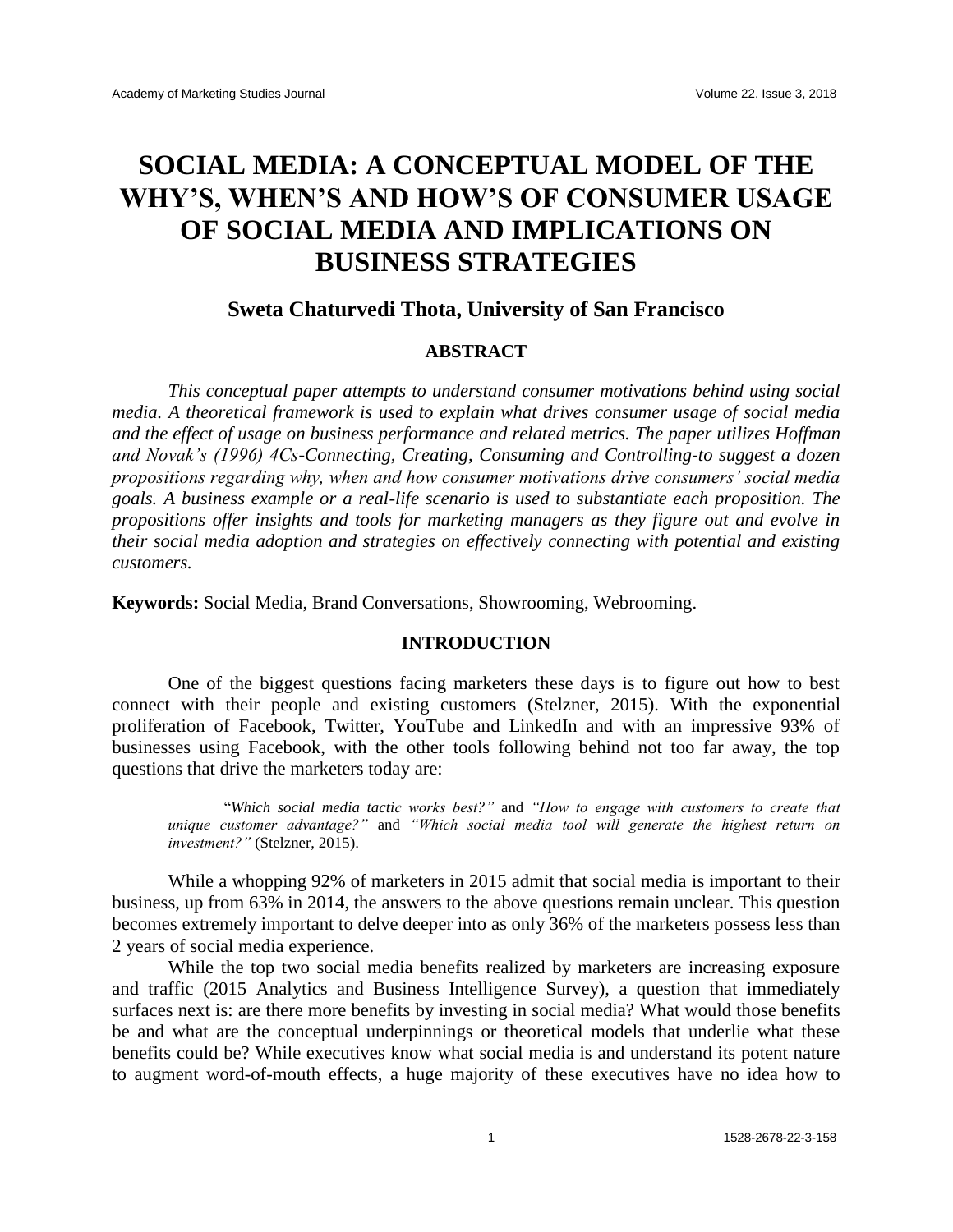# SOCIAL MEDIA: A CONCEPTUAL MODEL OF THE WHY'S, WHEN'S AND HOW'S OF CONSUMER USAGE OF SOCIAL MEDIA AND IMPLICATIONS ON BUSINESS STRATEGIES

### Sweta Chaturvedi Thota, University of San Francisco

## ABSTRACT

*This conceptual paper attempts to understand consumer motivations behind using social media. A theoretical framework is used to explain what drives consumer usage of social media and the effect of usage on business performance and related metrics. The paper utilizes Hoffman and Novak's (1996) 4Cs-Connecting, Creating, Consuming and Controlling-to suggest a dozen propositions regarding why, when and how consumer motivations drive consumers' social media goals. A business example or a real-life scenario is used to substantiate each proposition. The propositions offer insights and tools for marketing managers as they figure out and evolve in their social media adoption and strategies on effectively connecting with potential and existing customers.*

**Keywords:** Social Media, Brand Conversations, Showrooming, Webrooming.

## INTRODUCTION

One of the biggest questions facing marketers these days is to figure out how to best connect with their people and existing customers (Stelzner, 2015). With the exponential proliferation of Facebook, Twitter, YouTube and LinkedIn and with an impressive 93% of businesses using Facebook, with the other tools following behind not too far away, the top questions that drive the marketers today are:

> "*Which social media tactic works best?*" and *"How to engage with customers to create that unique customer advantage?"* and *"Which social media tool will generate the highest return on investment?"* (Stelzner, 2015).

While a whopping 92% of marketers in 2015 admit that social media is important to their business, up from 63% in 2014, the answers to the above questions remain unclear. This question becomes extremely important to delve deeper into as only 36% of the marketers possess less than 2 years of social media experience.

While the top two social media benefits realized by marketers are increasing exposure and traffic (2015 Analytics and Business Intelligence Survey), a question that immediately surfaces next is: are there more benefits by investing in social media? What would those benefits be and what are the conceptual underpinnings or theoretical models that underlie what these benefits could be? While executives know what social media is and understand its potent nature to augment word-of-mouth effects, a huge majority of these executives have no idea how to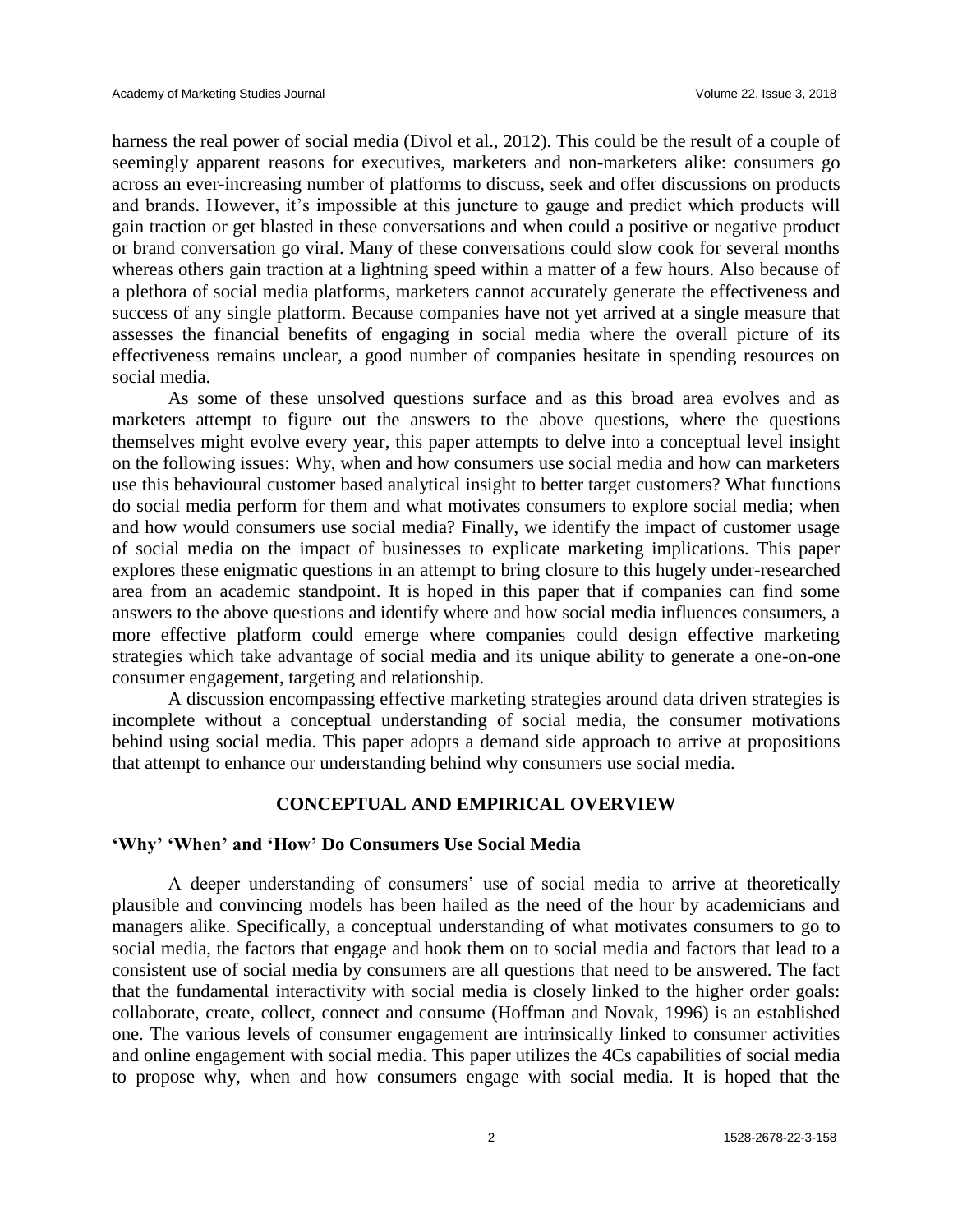harness the real power of social media (Divol et al., 2012). This could be the result of a couple of seemingly apparent reasons for executives, marketers and non-marketers alike: consumers go across an ever-increasing number of platforms to discuss, seek and offer discussions on products and brands. However, it's impossible at this juncture to gauge and predict which products will gain traction or get blasted in these conversations and when could a positive or negative product or brand conversation go viral. Many of these conversations could slow cook for several months whereas others gain traction at a lightning speed within a matter of a few hours. Also because of a plethora of social media platforms, marketers cannot accurately generate the effectiveness and success of any single platform. Because companies have not yet arrived at a single measure that assesses the financial benefits of engaging in social media where the overall picture of its effectiveness remains unclear, a good number of companies hesitate in spending resources on social media.

As some of these unsolved questions surface and as this broad area evolves and as marketers attempt to figure out the answers to the above questions, where the questions themselves might evolve every year, this paper attempts to delve into a conceptual level insight on the following issues: Why, when and how consumers use social media and how can marketers use this behavioural customer based analytical insight to better target customers? What functions do social media perform for them and what motivates consumers to explore social media; when and how would consumers use social media? Finally, we identify the impact of customer usage of social media on the impact of businesses to explicate marketing implications. This paper explores these enigmatic questions in an attempt to bring closure to this hugely under-researched area from an academic standpoint. It is hoped in this paper that if companies can find some answers to the above questions and identify where and how social media influences consumers, a more effective platform could emerge where companies could design effective marketing strategies which take advantage of social media and its unique ability to generate a one-on-one consumer engagement, targeting and relationship.

A discussion encompassing effective marketing strategies around data driven strategies is incomplete without a conceptual understanding of social media, the consumer motivations behind using social media. This paper adopts a demand side approach to arrive at propositions that attempt to enhance our understanding behind why consumers use social media.

## CONCEPTUAL AND EMPIRICAL OVERVIEW

### 'Why' 'When' and 'How' Do Consumers Use Social Media

A deeper understanding of consumers' use of social media to arrive at theoretically plausible and convincing models has been hailed as the need of the hour by academicians and managers alike. Specifically, a conceptual understanding of what motivates consumers to go to social media, the factors that engage and hook them on to social media and factors that lead to a consistent use of social media by consumers are all questions that need to be answered. The fact that the fundamental interactivity with social media is closely linked to the higher order goals: collaborate, create, collect, connect and consume (Hoffman and Novak, 1996) is an established one. The various levels of consumer engagement are intrinsically linked to consumer activities and online engagement with social media. This paper utilizes the 4Cs capabilities of social media to propose why, when and how consumers engage with social media. It is hoped that the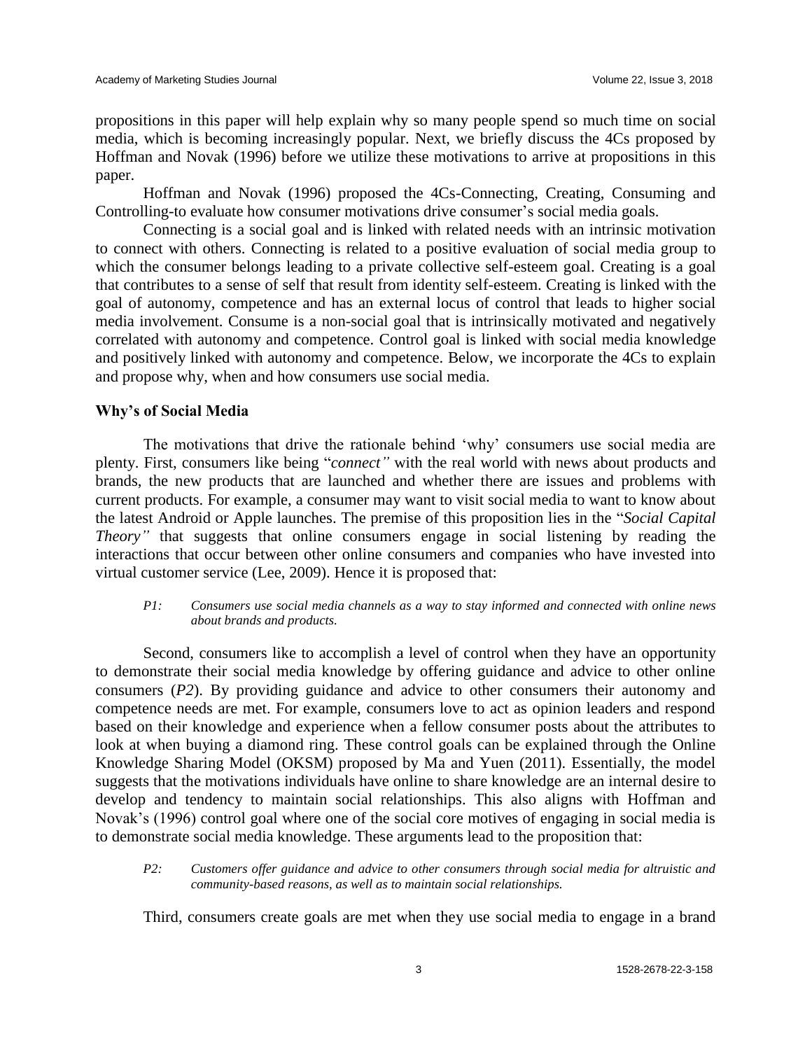propositions in this paper will help explain why so many people spend so much time on social media, which is becoming increasingly popular. Next, we briefly discuss the 4Cs proposed by Hoffman and Novak (1996) before we utilize these motivations to arrive at propositions in this paper.

Hoffman and Novak (1996) proposed the 4Cs-Connecting, Creating, Consuming and Controlling-to evaluate how consumer motivations drive consumer's social media goals.

Connecting is a social goal and is linked with related needs with an intrinsic motivation to connect with others. Connecting is related to a positive evaluation of social media group to which the consumer belongs leading to a private collective self-esteem goal. Creating is a goal that contributes to a sense of self that result from identity self-esteem. Creating is linked with the goal of autonomy, competence and has an external locus of control that leads to higher social media involvement. Consume is a non-social goal that is intrinsically motivated and negatively correlated with autonomy and competence. Control goal is linked with social media knowledge and positively linked with autonomy and competence. Below, we incorporate the 4Cs to explain and propose why, when and how consumers use social media.

### Why's of Social Media

The motivations that drive the rationale behind 'why' consumers use social media are plenty. First, consumers like being "*connect"* with the real world with news about products and brands, the new products that are launched and whether there are issues and problems with current products. For example, a consumer may want to visit social media to want to know about the latest Android or Apple launches. The premise of this proposition lies in the "*Social Capital Theory"* that suggests that online consumers engage in social listening by reading the interactions that occur between other online consumers and companies who have invested into virtual customer service (Lee, 2009). Hence it is proposed that:

> *P1: Consumers use social media channels as a way to stay informed and connected with online news about brands and products.*

Second, consumers like to accomplish a level of control when they have an opportunity to demonstrate their social media knowledge by offering guidance and advice to other online consumers (*P2*). By providing guidance and advice to other consumers their autonomy and competence needs are met. For example, consumers love to act as opinion leaders and respond based on their knowledge and experience when a fellow consumer posts about the attributes to look at when buying a diamond ring. These control goals can be explained through the Online Knowledge Sharing Model (OKSM) proposed by Ma and Yuen (2011). Essentially, the model suggests that the motivations individuals have online to share knowledge are an internal desire to develop and tendency to maintain social relationships. This also aligns with Hoffman and Novak's (1996) control goal where one of the social core motives of engaging in social media is to demonstrate social media knowledge. These arguments lead to the proposition that:

> *P2: Customers offer guidance and advice to other consumers through social media for altruistic and community-based reasons, as well as to maintain social relationships.*

Third, consumers create goals are met when they use social media to engage in a brand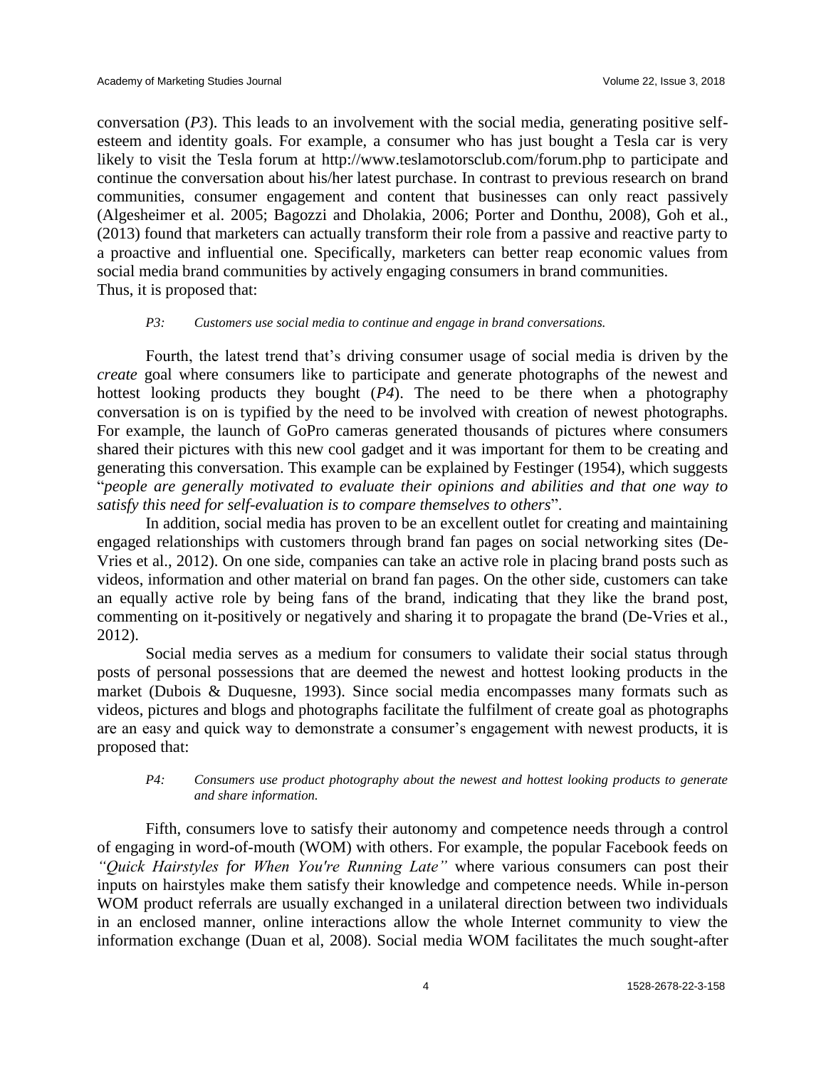conversation (*P3*). This leads to an involvement with the social media, generating positive self-esteem and identity goals. For example, a consumer who has just bought a Tesla car is very likely to visit the Tesla forum at http://www.teslamotorsclub.com/forum.php to participate and continue the conversation about his/her latest purchase. In contrast to previous research on brand communities, consumer engagement and content that businesses can only react passively (Algesheimer et al. 2005; Bagozzi and Dholakia, 2006; Porter and Donthu, 2008), Goh et al., (2013) found that marketers can actually transform their role from a passive and reactive party to a proactive and influential one. Specifically, marketers can better reap economic values from social media brand communities by actively engaging consumers in brand communities.
Thus, it is proposed that:

> *P3: Customers use social media to continue and engage in brand conversations.*

Fourth, the latest trend that's driving consumer usage of social media is driven by the *create* goal where consumers like to participate and generate photographs of the newest and hottest looking products they bought (*P4*). The need to be there when a photography conversation is on is typified by the need to be involved with creation of newest photographs. For example, the launch of GoPro cameras generated thousands of pictures where consumers shared their pictures with this new cool gadget and it was important for them to be creating and generating this conversation. This example can be explained by Festinger (1954), which suggests "*people are generally motivated to evaluate their opinions and abilities and that one way to satisfy this need for self-evaluation is to compare themselves to others*".

In addition, social media has proven to be an excellent outlet for creating and maintaining engaged relationships with customers through brand fan pages on social networking sites (De-Vries et al., 2012). On one side, companies can take an active role in placing brand posts such as videos, information and other material on brand fan pages. On the other side, customers can take an equally active role by being fans of the brand, indicating that they like the brand post, commenting on it-positively or negatively and sharing it to propagate the brand (De-Vries et al., 2012).

Social media serves as a medium for consumers to validate their social status through posts of personal possessions that are deemed the newest and hottest looking products in the market (Dubois & Duquesne, 1993). Since social media encompasses many formats such as videos, pictures and blogs and photographs facilitate the fulfilment of create goal as photographs are an easy and quick way to demonstrate a consumer's engagement with newest products, it is proposed that:

> *P4: Consumers use product photography about the newest and hottest looking products to generate and share information.*

Fifth, consumers love to satisfy their autonomy and competence needs through a control of engaging in word-of-mouth (WOM) with others. For example, the popular Facebook feeds on *"Quick Hairstyles for When You're Running Late"* where various consumers can post their inputs on hairstyles make them satisfy their knowledge and competence needs. While in-person WOM product referrals are usually exchanged in a unilateral direction between two individuals in an enclosed manner, online interactions allow the whole Internet community to view the information exchange (Duan et al, 2008). Social media WOM facilitates the much sought-after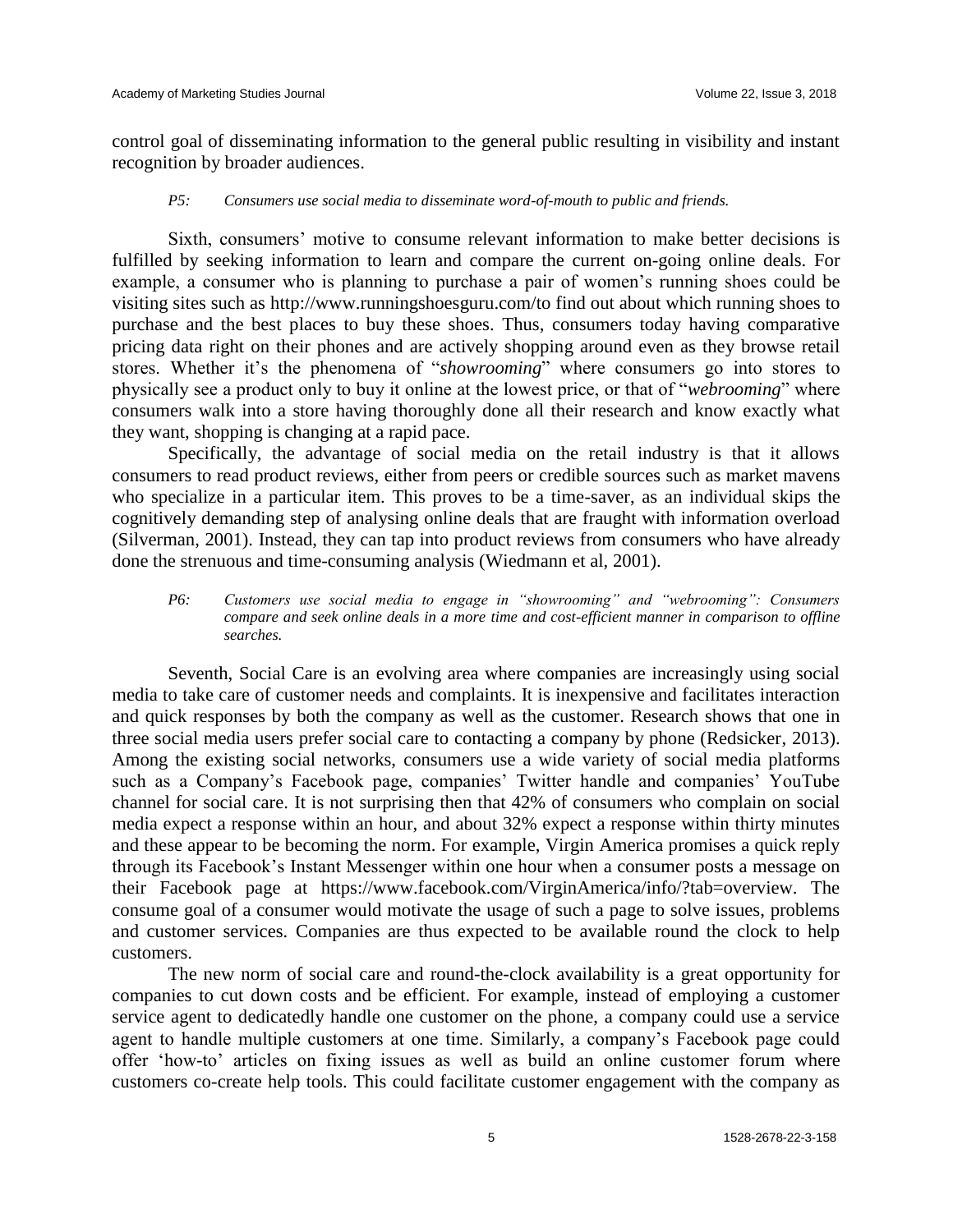control goal of disseminating information to the general public resulting in visibility and instant recognition by broader audiences.

> *P5: Consumers use social media to disseminate word-of-mouth to public and friends.*

Sixth, consumers' motive to consume relevant information to make better decisions is fulfilled by seeking information to learn and compare the current on-going online deals. For example, a consumer who is planning to purchase a pair of women's running shoes could be visiting sites such as http://www.runningshoesguru.com/to find out about which running shoes to purchase and the best places to buy these shoes. Thus, consumers today having comparative pricing data right on their phones and are actively shopping around even as they browse retail stores. Whether it's the phenomena of "*showrooming*" where consumers go into stores to physically see a product only to buy it online at the lowest price, or that of "*webrooming*" where consumers walk into a store having thoroughly done all their research and know exactly what they want, shopping is changing at a rapid pace.

Specifically, the advantage of social media on the retail industry is that it allows consumers to read product reviews, either from peers or credible sources such as market mavens who specialize in a particular item. This proves to be a time-saver, as an individual skips the cognitively demanding step of analysing online deals that are fraught with information overload (Silverman, 2001). Instead, they can tap into product reviews from consumers who have already done the strenuous and time-consuming analysis (Wiedmann et al, 2001).

> *P6: Customers use social media to engage in "showrooming" and "webrooming": Consumers compare and seek online deals in a more time and cost-efficient manner in comparison to offline searches.*

Seventh, Social Care is an evolving area where companies are increasingly using social media to take care of customer needs and complaints. It is inexpensive and facilitates interaction and quick responses by both the company as well as the customer. Research shows that one in three social media users prefer social care to contacting a company by phone (Redsicker, 2013). Among the existing social networks, consumers use a wide variety of social media platforms such as a Company's Facebook page, companies' Twitter handle and companies' YouTube channel for social care. It is not surprising then that 42% of consumers who complain on social media expect a response within an hour, and about 32% expect a response within thirty minutes and these appear to be becoming the norm. For example, Virgin America promises a quick reply through its Facebook's Instant Messenger within one hour when a consumer posts a message on their Facebook page at https://www.facebook.com/VirginAmerica/info/?tab=overview. The consume goal of a consumer would motivate the usage of such a page to solve issues, problems and customer services. Companies are thus expected to be available round the clock to help customers.

The new norm of social care and round-the-clock availability is a great opportunity for companies to cut down costs and be efficient. For example, instead of employing a customer service agent to dedicatedly handle one customer on the phone, a company could use a service agent to handle multiple customers at one time. Similarly, a company's Facebook page could offer 'how-to' articles on fixing issues as well as build an online customer forum where customers co-create help tools. This could facilitate customer engagement with the company as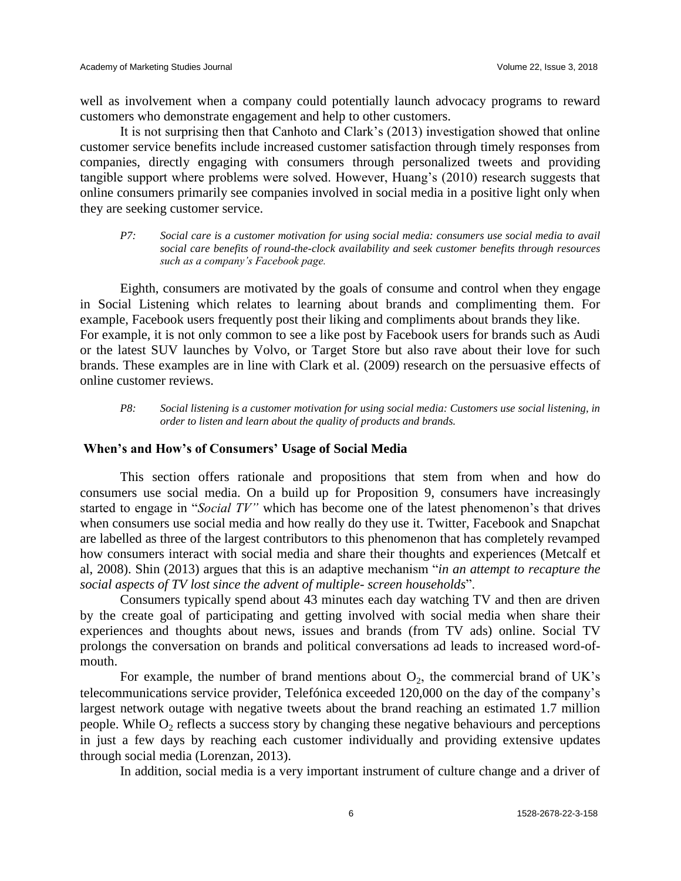well as involvement when a company could potentially launch advocacy programs to reward customers who demonstrate engagement and help to other customers.

It is not surprising then that Canhoto and Clark's (2013) investigation showed that online customer service benefits include increased customer satisfaction through timely responses from companies, directly engaging with consumers through personalized tweets and providing tangible support where problems were solved. However, Huang's (2010) research suggests that online consumers primarily see companies involved in social media in a positive light only when they are seeking customer service.

> *P7: Social care is a customer motivation for using social media: consumers use social media to avail social care benefits of round-the-clock availability and seek customer benefits through resources such as a company's Facebook page.*

Eighth, consumers are motivated by the goals of consume and control when they engage in Social Listening which relates to learning about brands and complimenting them. For example, Facebook users frequently post their liking and compliments about brands they like. For example, it is not only common to see a like post by Facebook users for brands such as Audi or the latest SUV launches by Volvo, or Target Store but also rave about their love for such brands. These examples are in line with Clark et al. (2009) research on the persuasive effects of online customer reviews.

> *P8: Social listening is a customer motivation for using social media: Customers use social listening, in order to listen and learn about the quality of products and brands.*

## When's and How's of Consumers' Usage of Social Media

This section offers rationale and propositions that stem from when and how do consumers use social media. On a build up for Proposition 9, consumers have increasingly started to engage in "*Social TV"* which has become one of the latest phenomenon's that drives when consumers use social media and how really do they use it. Twitter, Facebook and Snapchat are labelled as three of the largest contributors to this phenomenon that has completely revamped how consumers interact with social media and share their thoughts and experiences (Metcalf et al, 2008). Shin (2013) argues that this is an adaptive mechanism "*in an attempt to recapture the social aspects of TV lost since the advent of multiple- screen households*".

Consumers typically spend about 43 minutes each day watching TV and then are driven by the create goal of participating and getting involved with social media when share their experiences and thoughts about news, issues and brands (from TV ads) online. Social TV prolongs the conversation on brands and political conversations ad leads to increased word-of-mouth.

For example, the number of brand mentions about $O_2$, the commercial brand of UK's telecommunications service provider, Telefónica exceeded 120,000 on the day of the company's largest network outage with negative tweets about the brand reaching an estimated 1.7 million people. While $O_2$ reflects a success story by changing these negative behaviours and perceptions in just a few days by reaching each customer individually and providing extensive updates through social media (Lorenzan, 2013).

In addition, social media is a very important instrument of culture change and a driver of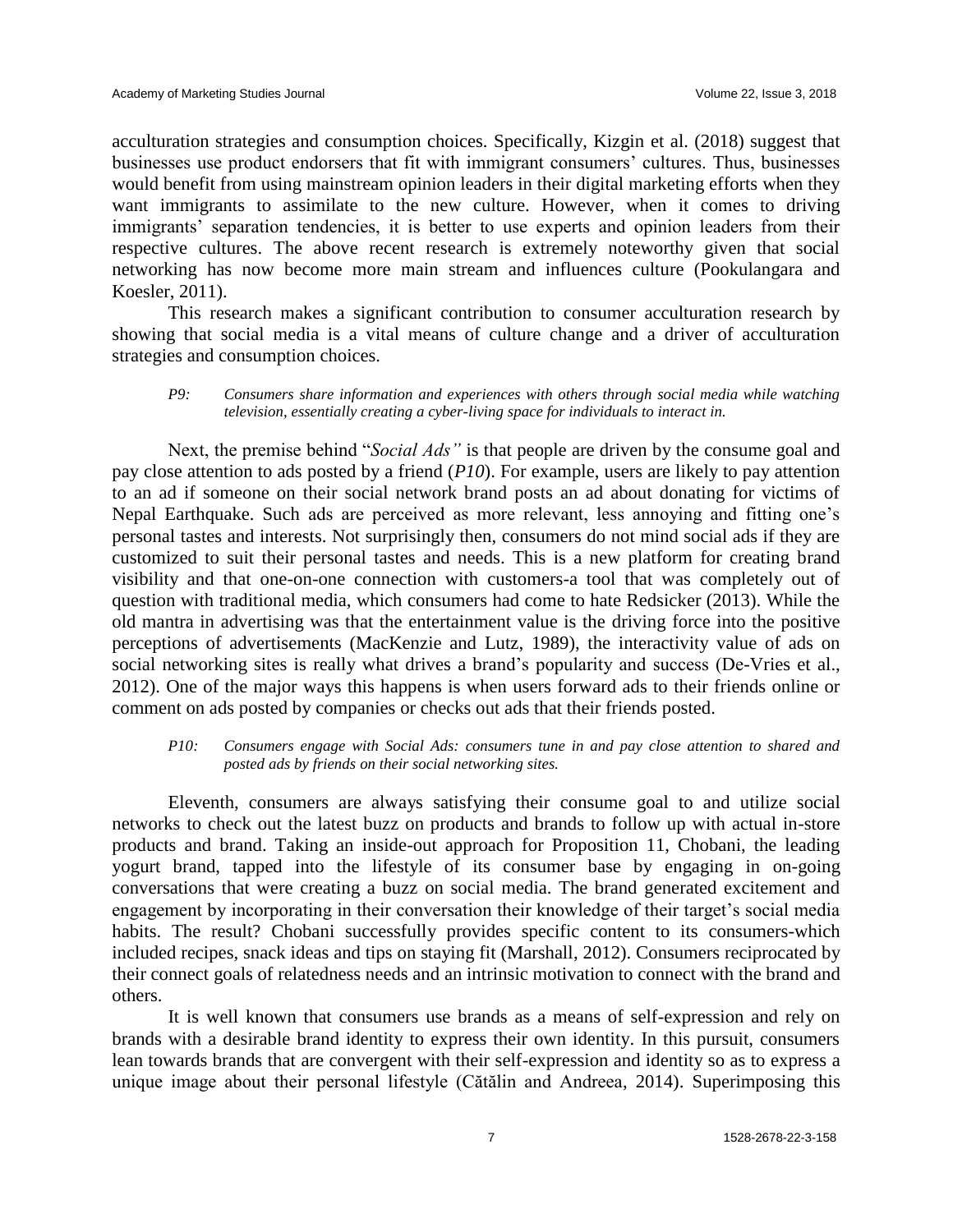acculturation strategies and consumption choices. Specifically, Kizgin et al. (2018) suggest that businesses use product endorsers that fit with immigrant consumers' cultures. Thus, businesses would benefit from using mainstream opinion leaders in their digital marketing efforts when they want immigrants to assimilate to the new culture. However, when it comes to driving immigrants' separation tendencies, it is better to use experts and opinion leaders from their respective cultures. The above recent research is extremely noteworthy given that social networking has now become more main stream and influences culture (Pookulangara and Koesler, 2011).

This research makes a significant contribution to consumer acculturation research by showing that social media is a vital means of culture change and a driver of acculturation strategies and consumption choices.

> *P9: Consumers share information and experiences with others through social media while watching television, essentially creating a cyber-living space for individuals to interact in.*

Next, the premise behind "*Social Ads"* is that people are driven by the consume goal and pay close attention to ads posted by a friend (*P10*). For example, users are likely to pay attention to an ad if someone on their social network brand posts an ad about donating for victims of Nepal Earthquake. Such ads are perceived as more relevant, less annoying and fitting one's personal tastes and interests. Not surprisingly then, consumers do not mind social ads if they are customized to suit their personal tastes and needs. This is a new platform for creating brand visibility and that one-on-one connection with customers-a tool that was completely out of question with traditional media, which consumers had come to hate Redsicker (2013). While the old mantra in advertising was that the entertainment value is the driving force into the positive perceptions of advertisements (MacKenzie and Lutz, 1989), the interactivity value of ads on social networking sites is really what drives a brand's popularity and success (De-Vries et al., 2012). One of the major ways this happens is when users forward ads to their friends online or comment on ads posted by companies or checks out ads that their friends posted.

> *P10: Consumers engage with Social Ads: consumers tune in and pay close attention to shared and posted ads by friends on their social networking sites.*

Eleventh, consumers are always satisfying their consume goal to and utilize social networks to check out the latest buzz on products and brands to follow up with actual in-store products and brand. Taking an inside-out approach for Proposition 11, Chobani, the leading yogurt brand, tapped into the lifestyle of its consumer base by engaging in on-going conversations that were creating a buzz on social media. The brand generated excitement and engagement by incorporating in their conversation their knowledge of their target's social media habits. The result? Chobani successfully provides specific content to its consumers-which included recipes, snack ideas and tips on staying fit (Marshall, 2012). Consumers reciprocated by their connect goals of relatedness needs and an intrinsic motivation to connect with the brand and others.

It is well known that consumers use brands as a means of self-expression and rely on brands with a desirable brand identity to express their own identity. In this pursuit, consumers lean towards brands that are convergent with their self-expression and identity so as to express a unique image about their personal lifestyle (Cătălin and Andreea, 2014). Superimposing this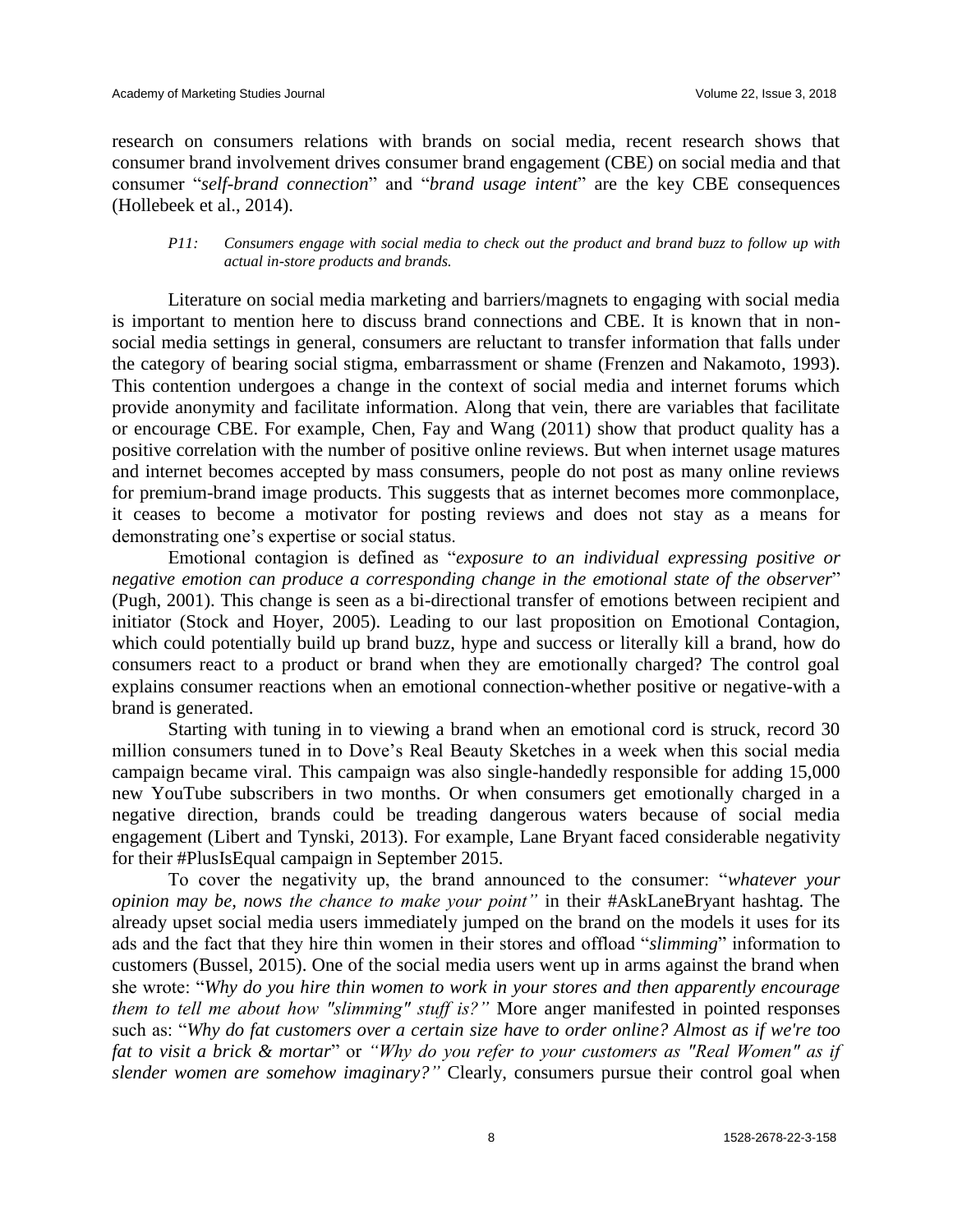research on consumers relations with brands on social media, recent research shows that consumer brand involvement drives consumer brand engagement (CBE) on social media and that consumer "*self-brand connection*" and "*brand usage intent*" are the key CBE consequences (Hollebeek et al., 2014).

> *P11: Consumers engage with social media to check out the product and brand buzz to follow up with actual in-store products and brands.*

Literature on social media marketing and barriers/magnets to engaging with social media is important to mention here to discuss brand connections and CBE. It is known that in non-social media settings in general, consumers are reluctant to transfer information that falls under the category of bearing social stigma, embarrassment or shame (Frenzen and Nakamoto, 1993). This contention undergoes a change in the context of social media and internet forums which provide anonymity and facilitate information. Along that vein, there are variables that facilitate or encourage CBE. For example, Chen, Fay and Wang (2011) show that product quality has a positive correlation with the number of positive online reviews. But when internet usage matures and internet becomes accepted by mass consumers, people do not post as many online reviews for premium-brand image products. This suggests that as internet becomes more commonplace, it ceases to become a motivator for posting reviews and does not stay as a means for demonstrating one's expertise or social status.

Emotional contagion is defined as "*exposure to an individual expressing positive or negative emotion can produce a corresponding change in the emotional state of the observer*" (Pugh, 2001). This change is seen as a bi-directional transfer of emotions between recipient and initiator (Stock and Hoyer, 2005). Leading to our last proposition on Emotional Contagion, which could potentially build up brand buzz, hype and success or literally kill a brand, how do consumers react to a product or brand when they are emotionally charged? The control goal explains consumer reactions when an emotional connection-whether positive or negative-with a brand is generated.

Starting with tuning in to viewing a brand when an emotional cord is struck, record 30 million consumers tuned in to Dove's Real Beauty Sketches in a week when this social media campaign became viral. This campaign was also single-handedly responsible for adding 15,000 new YouTube subscribers in two months. Or when consumers get emotionally charged in a negative direction, brands could be treading dangerous waters because of social media engagement (Libert and Tynski, 2013). For example, Lane Bryant faced considerable negativity for their #PlusIsEqual campaign in September 2015.

To cover the negativity up, the brand announced to the consumer: "*whatever your opinion may be, nows the chance to make your point"* in their #AskLaneBryant hashtag. The already upset social media users immediately jumped on the brand on the models it uses for its ads and the fact that they hire thin women in their stores and offload "*slimming*" information to customers (Bussel, 2015). One of the social media users went up in arms against the brand when she wrote: "*Why do you hire thin women to work in your stores and then apparently encourage them to tell me about how "slimming" stuff is?"* More anger manifested in pointed responses such as: "*Why do fat customers over a certain size have to order online? Almost as if we're too fat to visit a brick & mortar*" or *"Why do you refer to your customers as "Real Women" as if slender women are somehow imaginary?"* Clearly, consumers pursue their control goal when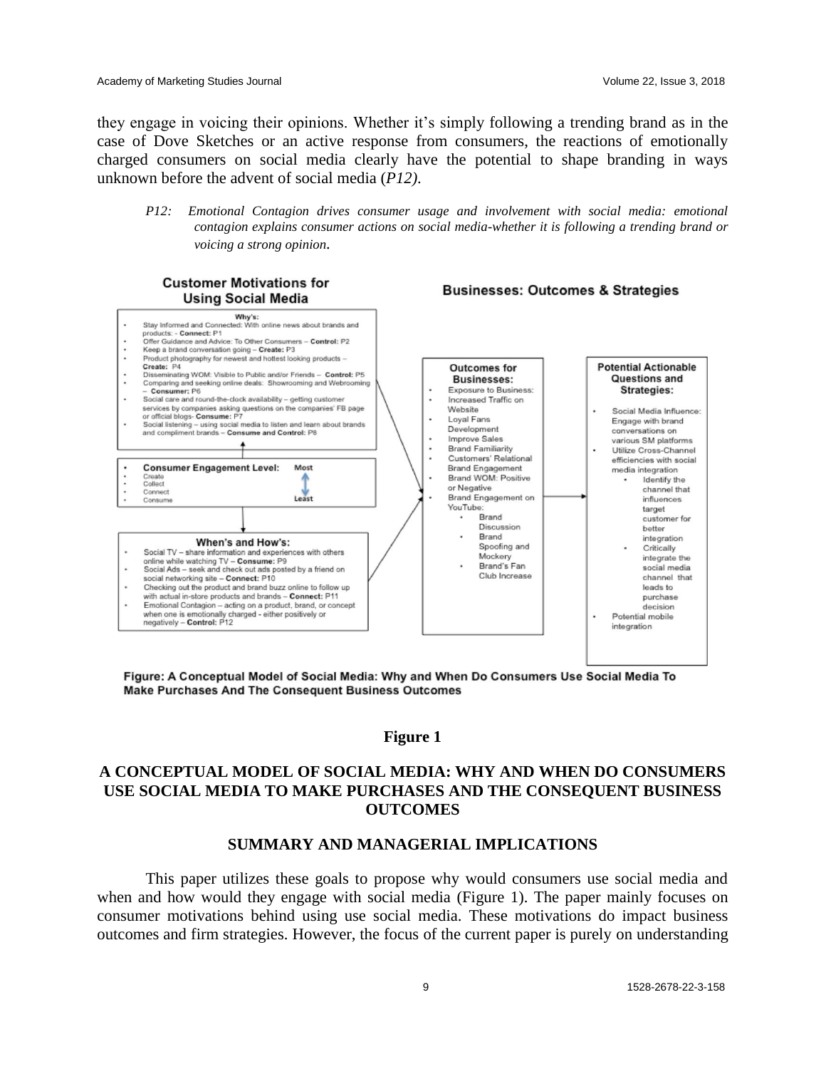they engage in voicing their opinions. Whether it's simply following a trending brand as in the case of Dove Sketches or an active response from consumers, the reactions of emotionally charged consumers on social media clearly have the potential to shape branding in ways unknown before the advent of social media (*P12).*

> *P12: Emotional Contagion drives consumer usage and involvement with social media: emotional contagion explains consumer actions on social media-whether it is following a trending brand or voicing a strong opinion.*

**Customer Motivations for Using Social Media**

**Why's:**
- Stay Informed and Connected: With online news about brands and products: - **Connect:** P1
- Offer Guidance and Advice: To Other Consumers – **Control:** P2
- Keep a brand conversation going – **Create:** P3
- Product photography for newest and hottest looking products – **Create:** P4
- Disseminating WOM: Visible to Public and/or Friends – **Control:** P5
- Comparing and seeking online deals: Showrooming and Webrooming – **Consumer:** P6
- Social care and round-the-clock availability – getting customer services by companies asking questions on the companies' FB page or official blogs- **Consume:** P7
- Social listening – using social media to listen and learn about brands and compliment brands – **Consume and Control:** P8

**Consumer Engagement Level:** Most ↕ Least
- Create
- Collect
- Connect
- Consume

**When's and How's:**
- Social TV – share information and experiences with others online while watching TV – **Consume:** P9
- Social Ads – seek and check out ads posted by a friend on social networking site – **Connect:** P10
- Checking out the product and brand buzz online to follow up with actual in-store products and brands – **Connect:** P11
- Emotional Contagion – acting on a product, brand, or concept when one is emotionally charged - either positively or negatively – **Control:** P12

**Businesses: Outcomes & Strategies**

**Outcomes for Businesses:**
- Exposure to Business:
- Increased Traffic on Website
- Loyal Fans Development
- Improve Sales
- Brand Familiarity
- Customers' Relational Brand Engagement
- Brand WOM: Positive or Negative
- Brand Engagement on YouTube:
  - Brand Discussion
  - Brand Spoofing and Mockery
  - Brand's Fan Club Increase

**Potential Actionable Questions and Strategies:**
- Social Media Influence: Engage with brand conversations on various SM platforms
- Utilize Cross-Channel efficiencies with social media integration
  - Identify the channel that influences target customer for better integration
  - Critically integrate the social media channel that leads to purchase decision
- Potential mobile integration

**Figure: A Conceptual Model of Social Media: Why and When Do Consumers Use Social Media To Make Purchases And The Consequent Business Outcomes**

**Figure 1**

**A CONCEPTUAL MODEL OF SOCIAL MEDIA: WHY AND WHEN DO CONSUMERS USE SOCIAL MEDIA TO MAKE PURCHASES AND THE CONSEQUENT BUSINESS OUTCOMES**

## SUMMARY AND MANAGERIAL IMPLICATIONS

This paper utilizes these goals to propose why would consumers use social media and when and how would they engage with social media (Figure 1). The paper mainly focuses on consumer motivations behind using use social media. These motivations do impact business outcomes and firm strategies. However, the focus of the current paper is purely on understanding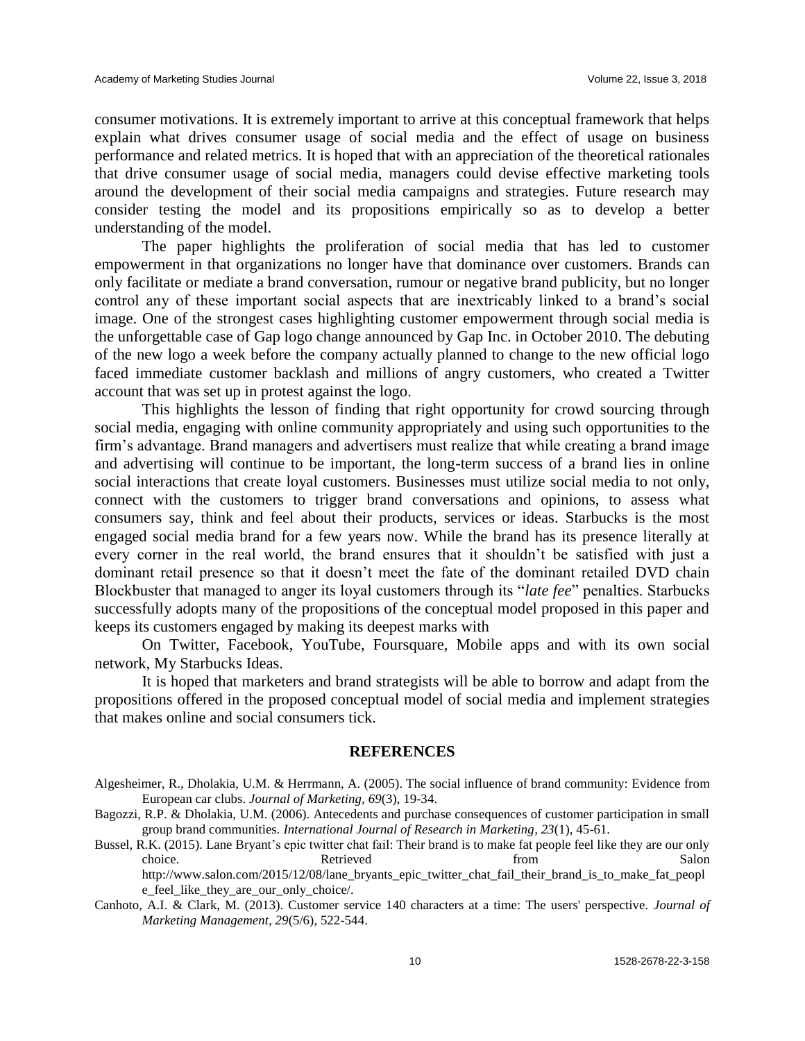consumer motivations. It is extremely important to arrive at this conceptual framework that helps explain what drives consumer usage of social media and the effect of usage on business performance and related metrics. It is hoped that with an appreciation of the theoretical rationales that drive consumer usage of social media, managers could devise effective marketing tools around the development of their social media campaigns and strategies. Future research may consider testing the model and its propositions empirically so as to develop a better understanding of the model.

The paper highlights the proliferation of social media that has led to customer empowerment in that organizations no longer have that dominance over customers. Brands can only facilitate or mediate a brand conversation, rumour or negative brand publicity, but no longer control any of these important social aspects that are inextricably linked to a brand's social image. One of the strongest cases highlighting customer empowerment through social media is the unforgettable case of Gap logo change announced by Gap Inc. in October 2010. The debuting of the new logo a week before the company actually planned to change to the new official logo faced immediate customer backlash and millions of angry customers, who created a Twitter account that was set up in protest against the logo.

This highlights the lesson of finding that right opportunity for crowd sourcing through social media, engaging with online community appropriately and using such opportunities to the firm's advantage. Brand managers and advertisers must realize that while creating a brand image and advertising will continue to be important, the long-term success of a brand lies in online social interactions that create loyal customers. Businesses must utilize social media to not only, connect with the customers to trigger brand conversations and opinions, to assess what consumers say, think and feel about their products, services or ideas. Starbucks is the most engaged social media brand for a few years now. While the brand has its presence literally at every corner in the real world, the brand ensures that it shouldn't be satisfied with just a dominant retail presence so that it doesn't meet the fate of the dominant retailed DVD chain Blockbuster that managed to anger its loyal customers through its "*late fee*" penalties. Starbucks successfully adopts many of the propositions of the conceptual model proposed in this paper and keeps its customers engaged by making its deepest marks with

On Twitter, Facebook, YouTube, Foursquare, Mobile apps and with its own social network, My Starbucks Ideas.

It is hoped that marketers and brand strategists will be able to borrow and adapt from the propositions offered in the proposed conceptual model of social media and implement strategies that makes online and social consumers tick.

## REFERENCES

Algesheimer, R., Dholakia, U.M. & Herrmann, A. (2005). The social influence of brand community: Evidence from European car clubs. *Journal of Marketing, 69*(3), 19-34.

Bagozzi, R.P. & Dholakia, U.M. (2006). Antecedents and purchase consequences of customer participation in small group brand communities. *International Journal of Research in Marketing, 23*(1), 45-61.

Bussel, R.K. (2015). Lane Bryant's epic twitter chat fail: Their brand is to make fat people feel like they are our only choice. Retrieved from Salon http://www.salon.com/2015/12/08/lane_bryants_epic_twitter_chat_fail_their_brand_is_to_make_fat_people_feel_like_they_are_our_only_choice/.

Canhoto, A.I. & Clark, M. (2013). Customer service 140 characters at a time: The users' perspective. *Journal of Marketing Management*, *29*(5/6), 522-544.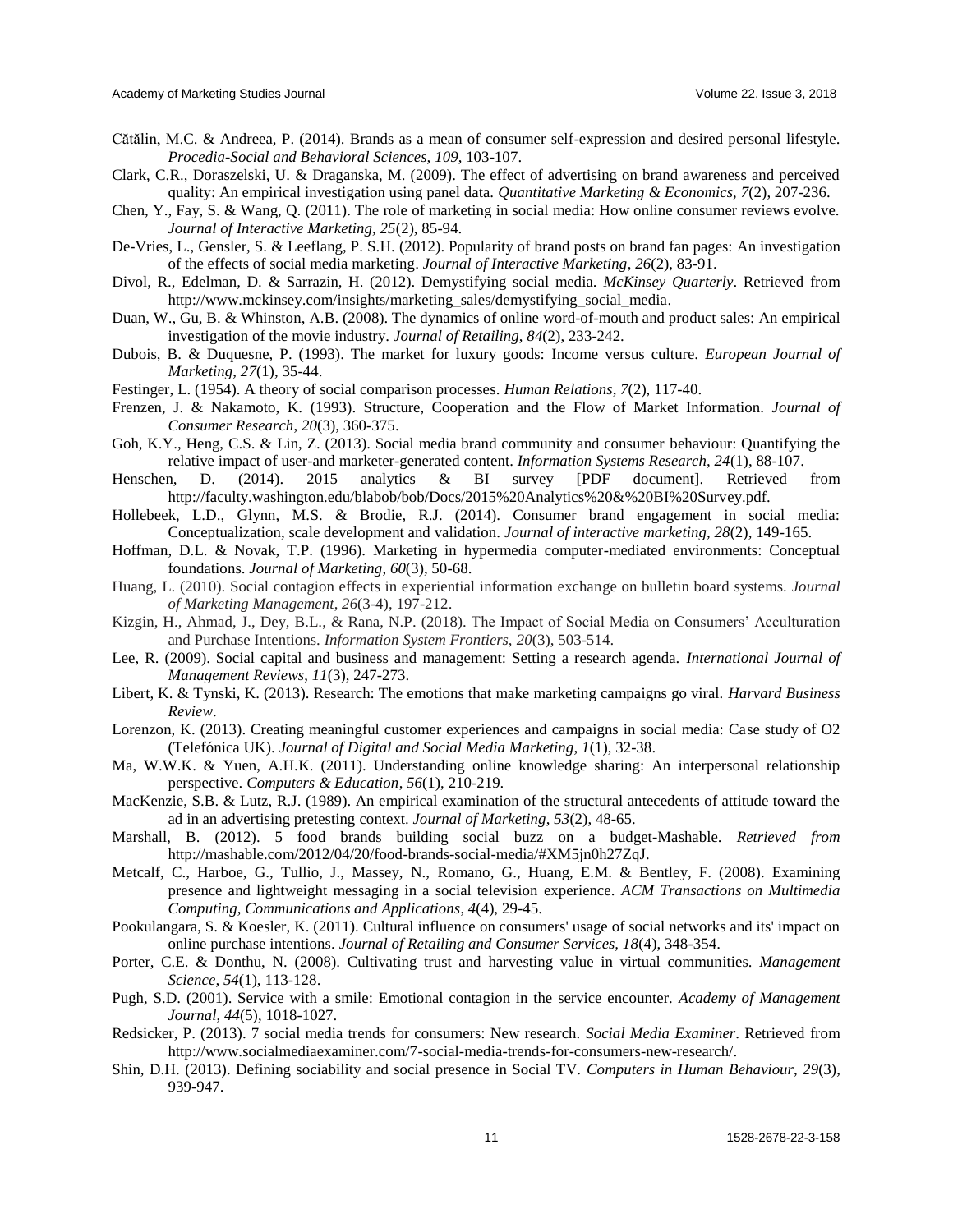Cătălin, M.C. & Andreea, P. (2014). Brands as a mean of consumer self-expression and desired personal lifestyle. *Procedia-Social and Behavioral Sciences, 109*, 103-107.

Clark, C.R., Doraszelski, U. & Draganska, M. (2009). The effect of advertising on brand awareness and perceived quality: An empirical investigation using panel data. *Quantitative Marketing & Economics*, *7*(2), 207-236.

Chen, Y., Fay, S. & Wang, Q. (2011). The role of marketing in social media: How online consumer reviews evolve. *Journal of Interactive Marketing*, *25*(2), 85-94.

De-Vries, L., Gensler, S. & Leeflang, P. S.H. (2012). Popularity of brand posts on brand fan pages: An investigation of the effects of social media marketing. *Journal of Interactive Marketing*, *26*(2), 83-91.

Divol, R., Edelman, D. & Sarrazin, H. (2012). Demystifying social media. *McKinsey Quarterly*. Retrieved from http://www.mckinsey.com/insights/marketing_sales/demystifying_social_media.

Duan, W., Gu, B. & Whinston, A.B. (2008). The dynamics of online word-of-mouth and product sales: An empirical investigation of the movie industry. *Journal of Retailing*, *84*(2), 233-242.

Dubois, B. & Duquesne, P. (1993). The market for luxury goods: Income versus culture. *European Journal of Marketing*, *27*(1), 35-44.

Festinger, L. (1954). A theory of social comparison processes. *Human Relations*, *7*(2), 117-40.

Frenzen, J. & Nakamoto, K. (1993). Structure, Cooperation and the Flow of Market Information. *Journal of Consumer Research*, *20*(3), 360-375.

Goh, K.Y., Heng, C.S. & Lin, Z. (2013). Social media brand community and consumer behaviour: Quantifying the relative impact of user-and marketer-generated content. *Information Systems Research, 24*(1), 88-107.

Henschen, D. (2014). 2015 analytics & BI survey [PDF document]. Retrieved from http://faculty.washington.edu/blabob/bob/Docs/2015%20Analytics%20&%20BI%20Survey.pdf.

Hollebeek, L.D., Glynn, M.S. & Brodie, R.J. (2014). Consumer brand engagement in social media: Conceptualization, scale development and validation. *Journal of interactive marketing*, *28*(2), 149-165.

Hoffman, D.L. & Novak, T.P. (1996). Marketing in hypermedia computer-mediated environments: Conceptual foundations. *Journal of Marketing*, *60*(3), 50-68.

Huang, L. (2010). Social contagion effects in experiential information exchange on bulletin board systems. *Journal of Marketing Management*, *26*(3-4), 197-212.

Kizgin, H., Ahmad, J., Dey, B.L., & Rana, N.P. (2018). The Impact of Social Media on Consumers' Acculturation and Purchase Intentions. *Information System Frontiers, 20*(3), 503-514.

Lee, R. (2009). Social capital and business and management: Setting a research agenda. *International Journal of Management Reviews*, *11*(3), 247-273.

Libert, K. & Tynski, K. (2013). Research: The emotions that make marketing campaigns go viral. *Harvard Business Review*.

Lorenzon, K. (2013). Creating meaningful customer experiences and campaigns in social media: Case study of O2 (Telefónica UK). *Journal of Digital and Social Media Marketing, 1*(1), 32-38.

Ma, W.W.K. & Yuen, A.H.K. (2011). Understanding online knowledge sharing: An interpersonal relationship perspective. *Computers & Education*, *56*(1), 210-219.

MacKenzie, S.B. & Lutz, R.J. (1989). An empirical examination of the structural antecedents of attitude toward the ad in an advertising pretesting context. *Journal of Marketing*, *53*(2), 48-65.

Marshall, B. (2012). 5 food brands building social buzz on a budget-Mashable. *Retrieved from* http://mashable.com/2012/04/20/food-brands-social-media/#XM5jn0h27ZqJ.

Metcalf, C., Harboe, G., Tullio, J., Massey, N., Romano, G., Huang, E.M. & Bentley, F. (2008). Examining presence and lightweight messaging in a social television experience. *ACM Transactions on Multimedia Computing, Communications and Applications*, *4*(4), 29-45.

Pookulangara, S. & Koesler, K. (2011). Cultural influence on consumers' usage of social networks and its' impact on online purchase intentions. *Journal of Retailing and Consumer Services, 18*(4), 348-354.

Porter, C.E. & Donthu, N. (2008). Cultivating trust and harvesting value in virtual communities. *Management Science*, *54*(1), 113-128.

Pugh, S.D. (2001). Service with a smile: Emotional contagion in the service encounter. *Academy of Management Journal*, *44*(5), 1018-1027.

Redsicker, P. (2013). 7 social media trends for consumers: New research. *Social Media Examiner*. Retrieved from http://www.socialmediaexaminer.com/7-social-media-trends-for-consumers-new-research/.

Shin, D.H. (2013). Defining sociability and social presence in Social TV. *Computers in Human Behaviour*, *29*(3), 939-947.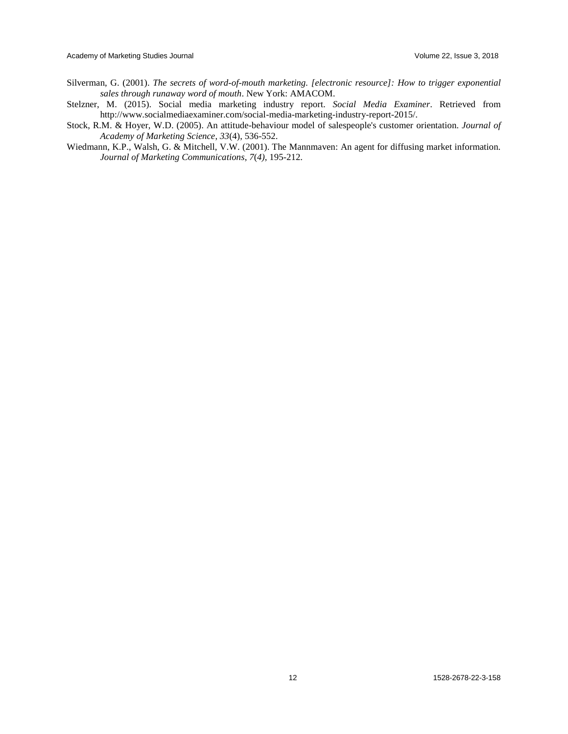Silverman, G. (2001). *The secrets of word-of-mouth marketing. [electronic resource]: How to trigger exponential sales through runaway word of mouth*. New York: AMACOM.

Stelzner, M. (2015). Social media marketing industry report. *Social Media Examiner*. Retrieved from http://www.socialmediaexaminer.com/social-media-marketing-industry-report-2015/.

Stock, R.M. & Hoyer, W.D. (2005). An attitude-behaviour model of salespeople's customer orientation. *Journal of Academy of Marketing Science*, *33*(4), 536-552.

Wiedmann, K.P., Walsh, G. & Mitchell, V.W. (2001). The Mannmaven: An agent for diffusing market information. *Journal of Marketing Communications*, *7*(*4)*, 195-212.